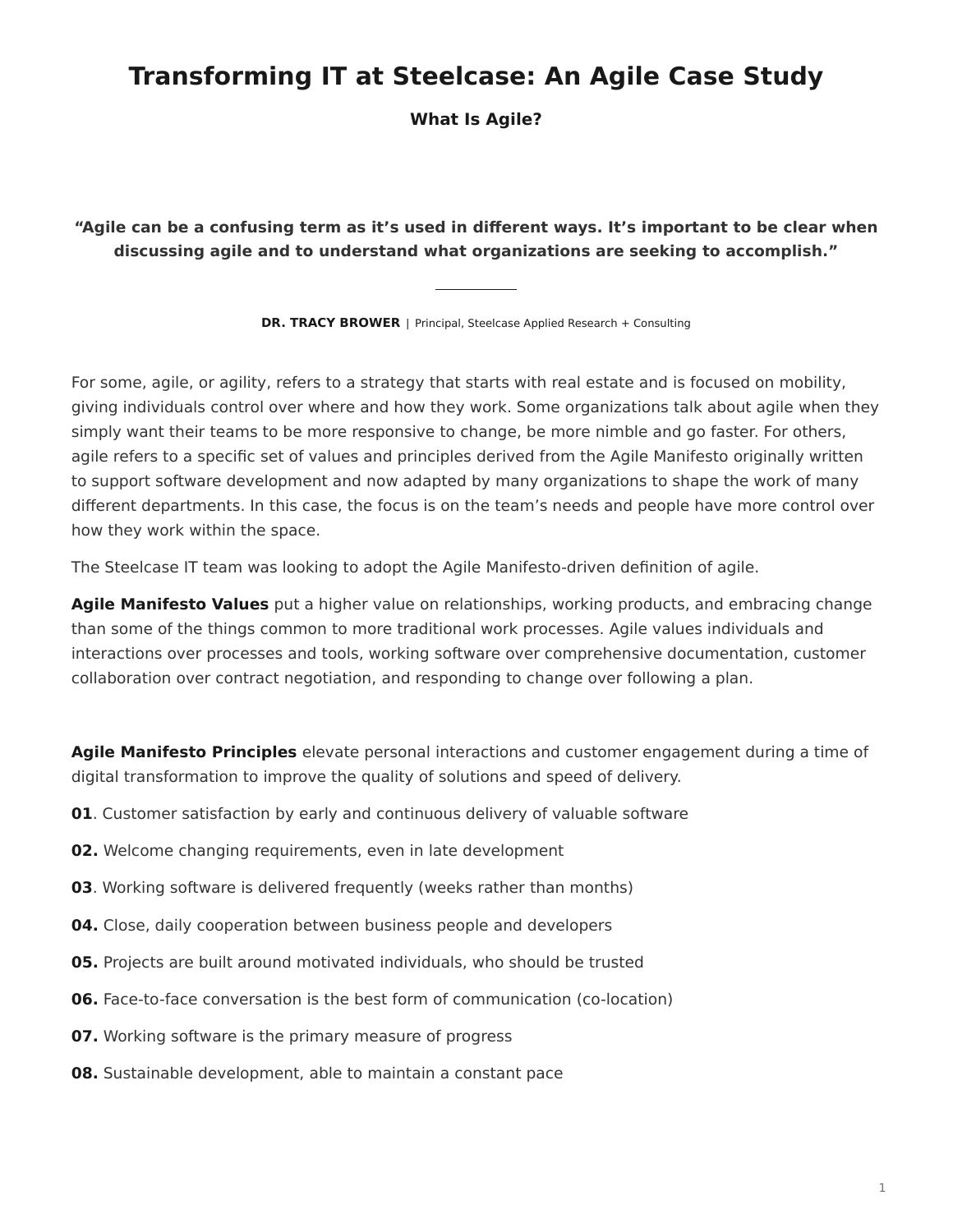# Transforming IT at Steelcase: An Agile Case Study

## What Is Agile?

**“Agile can be a confusing term as it’s used in different ways. It’s important to be clear when discussing agile and to understand what organizations are seeking to accomplish.”**

---

**DR. TRACY BROWER** | Principal, Steelcase Applied Research + Consulting

For some, agile, or agility, refers to a strategy that starts with real estate and is focused on mobility, giving individuals control over where and how they work. Some organizations talk about agile when they simply want their teams to be more responsive to change, be more nimble and go faster. For others, agile refers to a specific set of values and principles derived from the Agile Manifesto originally written to support software development and now adapted by many organizations to shape the work of many different departments. In this case, the focus is on the team’s needs and people have more control over how they work within the space.

The Steelcase IT team was looking to adopt the Agile Manifesto-driven definition of agile.

**Agile Manifesto Values** put a higher value on relationships, working products, and embracing change than some of the things common to more traditional work processes. Agile values individuals and interactions over processes and tools, working software over comprehensive documentation, customer collaboration over contract negotiation, and responding to change over following a plan.

**Agile Manifesto Principles** elevate personal interactions and customer engagement during a time of digital transformation to improve the quality of solutions and speed of delivery.

**01**. Customer satisfaction by early and continuous delivery of valuable software

**02.** Welcome changing requirements, even in late development

**03**. Working software is delivered frequently (weeks rather than months)

**04.** Close, daily cooperation between business people and developers

**05.** Projects are built around motivated individuals, who should be trusted

**06.** Face-to-face conversation is the best form of communication (co-location)

**07.** Working software is the primary measure of progress

**08.** Sustainable development, able to maintain a constant pace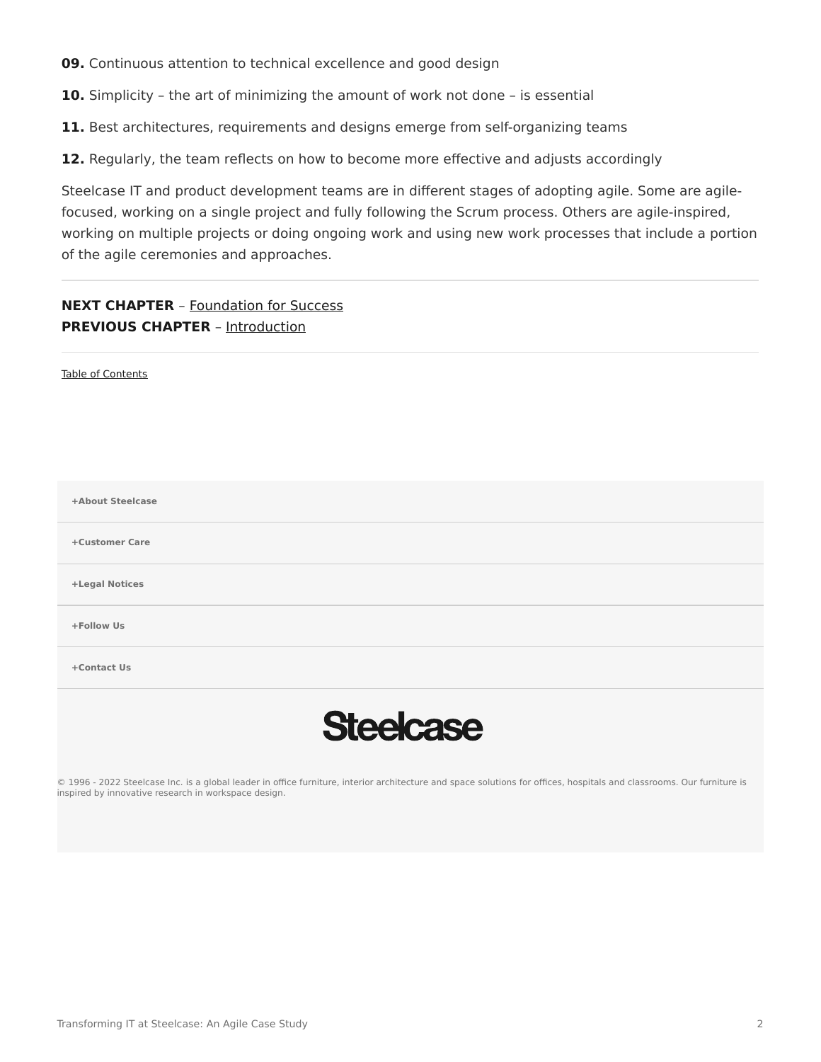**09.** Continuous attention to technical excellence and good design

**10.** Simplicity – the art of minimizing the amount of work not done – is essential

**11.** Best architectures, requirements and designs emerge from self-organizing teams

**12.** Regularly, the team reflects on how to become more effective and adjusts accordingly

Steelcase IT and product development teams are in different stages of adopting agile. Some are agile-focused, working on a single project and fully following the Scrum process. Others are agile-inspired, working on multiple projects or doing ongoing work and using new work processes that include a portion of the agile ceremonies and approaches.

---

**NEXT CHAPTER** – Foundation for Success
**PREVIOUS CHAPTER** – Introduction

---

Table of Contents

+About Steelcase

+Customer Care

+Legal Notices

+Follow Us

+Contact Us

Steelcase

© 1996 - 2022 Steelcase Inc. is a global leader in office furniture, interior architecture and space solutions for offices, hospitals and classrooms. Our furniture is inspired by innovative research in workspace design.